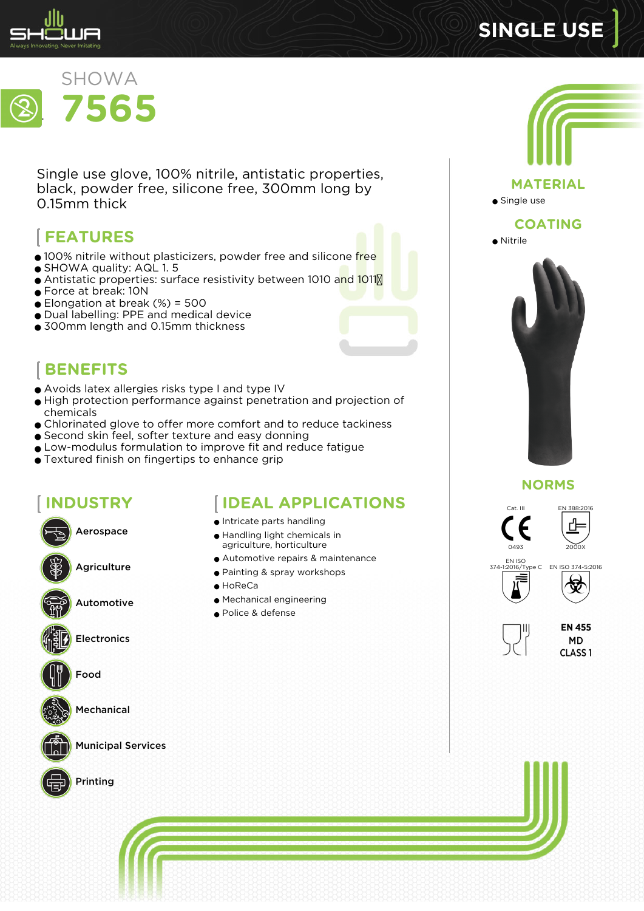# SHOWA 7565

SINGLE USE

Single use glove, 100% nitrile, antistatic properties, black, powder free, silicone free, 300mm long by 0.15mm thick

## FEATURES

- 100% nitrile without plasticizers, powder free and silicone free
- SHOWA quality: AQL 1. 5
- Antistatic properties: surface resistivity between 1010 and 1011
- Force at break: 10N
- Elongation at break (%) = 500
- Dual labelling: PPE and medical device
- 300mm length and 0.15mm thickness

## BENEFITS

- Avoids latex allergies risks type I and type IV
- High protection performance against penetration and projection of chemicals
- Chlorinated glove to offer more comfort and to reduce tackiness
- Second skin feel, softer texture and easy donning
- Low-modulus formulation to improve fit and reduce fatigue
- Textured finish on fingertips to enhance grip

## INDUSTRY

- Aerospace
- Agriculture
- Automotive
- Electronics
- Food
- Mechanical
- Municipal Services
- Printing

## IDEAL APPLICATIONS

- Intricate parts handling
- Handling light chemicals in agriculture, horticulture
- Automotive repairs & maintenance
- Painting & spray workshops
- HoReCa
- Mechanical engineering
- Police & defense

## MATERIAL

- Single use

## COATING

- Nitrile

## NORMS

Cat. III
0493

EN 388:2016
2000X

EN ISO 374-1:2016/Type C

EN ISO 374-5:2016

EN 455
MD
CLASS 1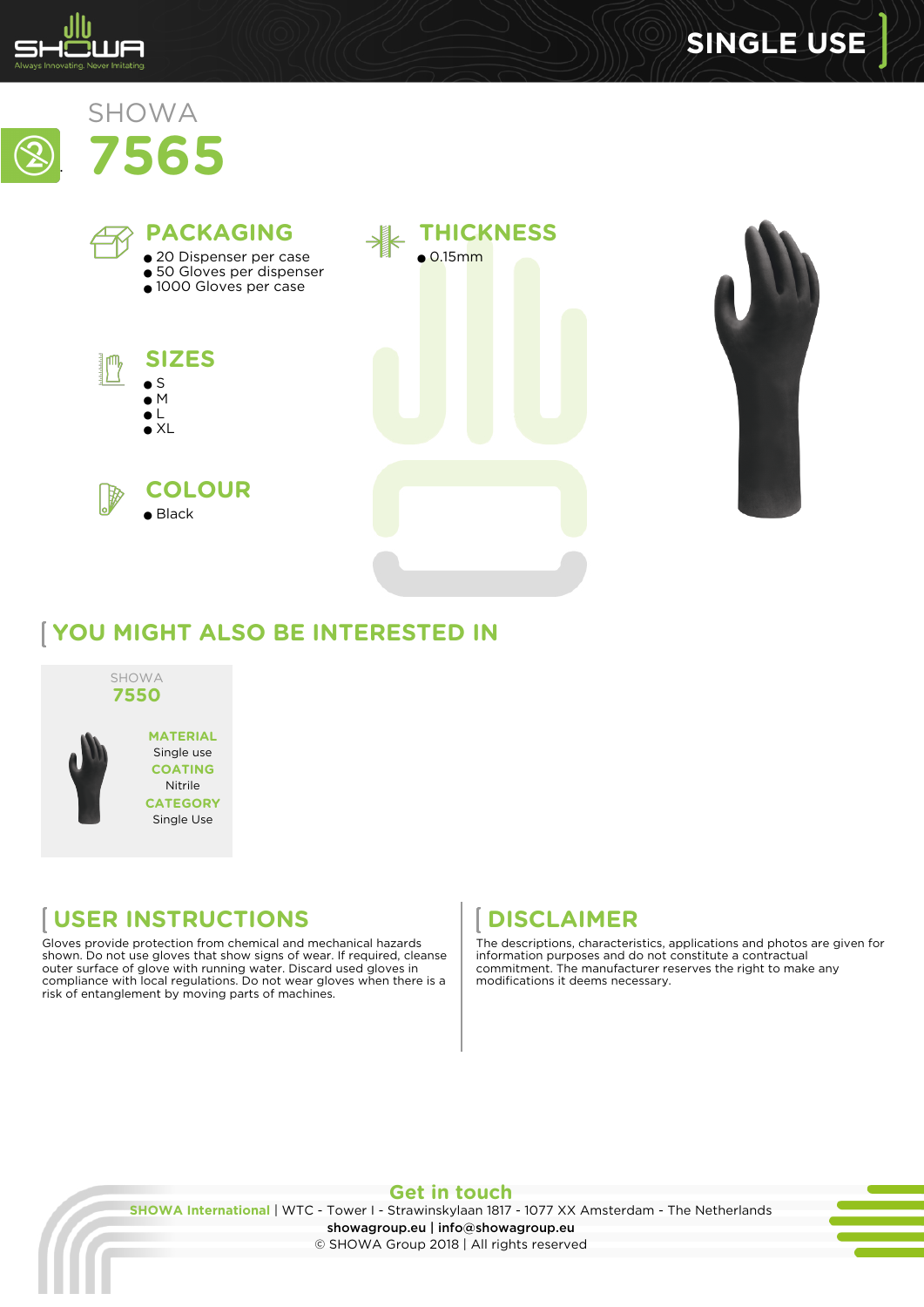SINGLE USE

SHOWA

# 7565

## PACKAGING

- 20 Dispenser per case
- 50 Gloves per dispenser
- 1000 Gloves per case

## THICKNESS

- 0.15mm

## SIZES

- S
- M
- L
- XL

## COLOUR

- Black

## YOU MIGHT ALSO BE INTERESTED IN

SHOWA
**7550**

**MATERIAL**
Single use
**COATING**
Nitrile
**CATEGORY**
Single Use

## USER INSTRUCTIONS

Gloves provide protection from chemical and mechanical hazards shown. Do not use gloves that show signs of wear. If required, cleanse outer surface of glove with running water. Discard used gloves in compliance with local regulations. Do not wear gloves when there is a risk of entanglement by moving parts of machines.

## DISCLAIMER

The descriptions, characteristics, applications and photos are given for information purposes and do not constitute a contractual commitment. The manufacturer reserves the right to make any modifications it deems necessary.

**Get in touch**

**SHOWA International** | WTC - Tower I - Strawinskylaan 1817 - 1077 XX Amsterdam - The Netherlands

**showagroup.eu** | **info@showagroup.eu**

© SHOWA Group 2018 | All rights reserved